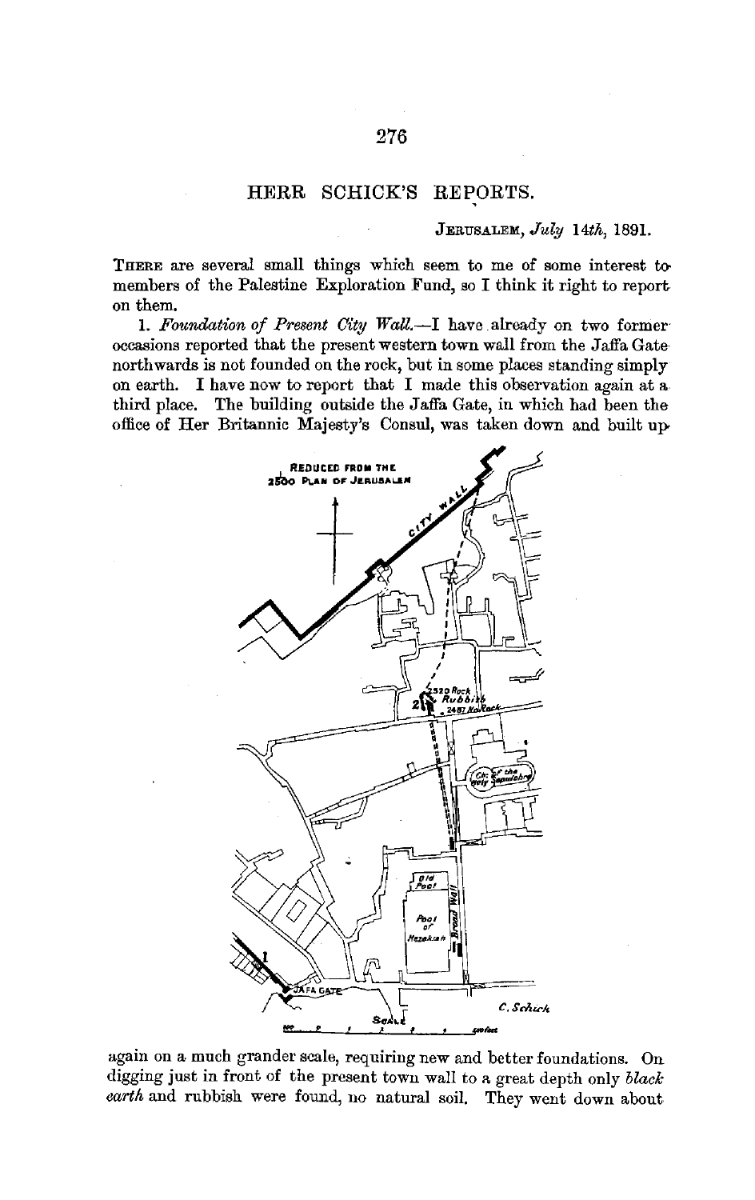## HERR SCHICK'S REPORTS.

JERUSALEM, *July 14th*, 1891.

THERE are several small things which seem to me of some interest to members of the Palestine Exploration Fund, so I think it right to report on them.

1. *Foundation of Present City Wall.*—I have already on two former occasions reported that the present western town wall from the Jaffa Gate northwards is not founded on the rock, but in some places standing simply on earth. I have now to report that I made this observation again at a third place. The building outside the Jaffa Gate, in which had been the office of Her Britannic Majesty's Consul, was taken down and built up again on a much grander scale, requiring new and better foundations. On digging just in front of the present town wall to a great depth only *black earth* and rubbish were found, no natural soil. They went down about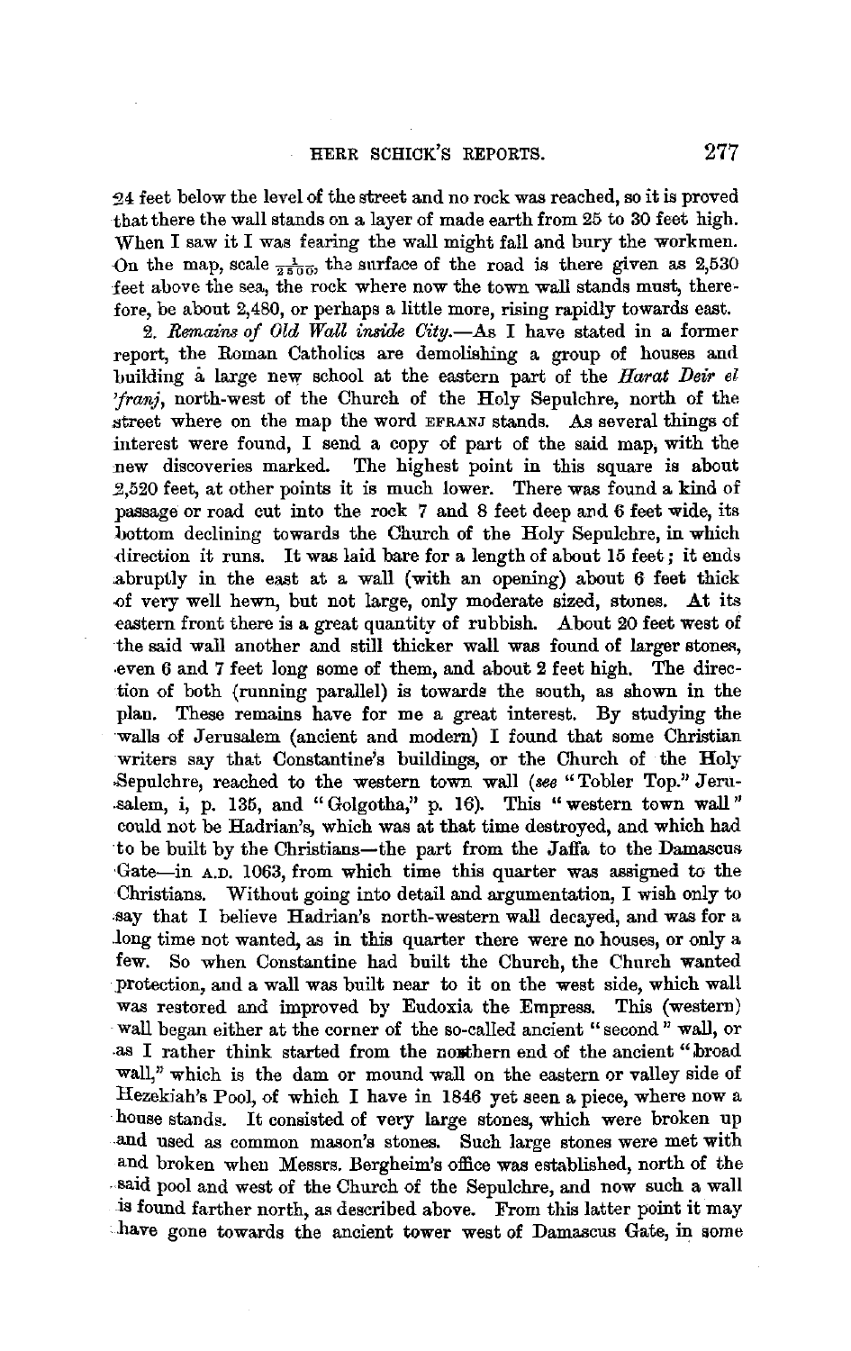24 feet below the level of the street and no rock was reached, so it is proved that there the wall stands on a layer of made earth from 25 to 30 feet high. When I saw it I was fearing the wall might fall and bury the workmen. On the map, scale $\frac{1}{2500}$, the surface of the road is there given as 2,530 feet above the sea, the rock where now the town wall stands must, therefore, be about 2,480, or perhaps a little more, rising rapidly towards east.

2. *Remains of Old Wall inside City.*—As I have stated in a former report, the Roman Catholics are demolishing a group of houses and building a large new school at the eastern part of the *Harat Deir el 'franj*, north-west of the Church of the Holy Sepulchre, north of the street where on the map the word EFRANJ stands. As several things of interest were found, I send a copy of part of the said map, with the new discoveries marked. The highest point in this square is about 2,520 feet, at other points it is much lower. There was found a kind of passage or road cut into the rock 7 and 8 feet deep and 6 feet wide, its bottom declining towards the Church of the Holy Sepulchre, in which direction it runs. It was laid bare for a length of about 15 feet; it ends abruptly in the east at a wall (with an opening) about 6 feet thick of very well hewn, but not large, only moderate sized, stones. At its eastern front there is a great quantity of rubbish. About 20 feet west of the said wall another and still thicker wall was found of larger stones, even 6 and 7 feet long some of them, and about 2 feet high. The direction of both (running parallel) is towards the south, as shown in the plan. These remains have for me a great interest. By studying the walls of Jerusalem (ancient and modern) I found that some Christian writers say that Constantine's buildings, or the Church of the Holy Sepulchre, reached to the western town wall (*see* "Tobler Top." Jerusalem, i, p. 135, and "Golgotha," p. 16). This "western town wall" could not be Hadrian's, which was at that time destroyed, and which had to be built by the Christians—the part from the Jaffa to the Damascus Gate—in A.D. 1063, from which time this quarter was assigned to the Christians. Without going into detail and argumentation, I wish only to say that I believe Hadrian's north-western wall decayed, and was for a long time not wanted, as in this quarter there were no houses, or only a few. So when Constantine had built the Church, the Church wanted protection, and a wall was built near to it on the west side, which wall was restored and improved by Eudoxia the Empress. This (western) wall began either at the corner of the so-called ancient "second" wall, or as I rather think started from the northern end of the ancient "broad wall," which is the dam or mound wall on the eastern or valley side of Hezekiah's Pool, of which I have in 1846 yet seen a piece, where now a house stands. It consisted of very large stones, which were broken up and used as common mason's stones. Such large stones were met with and broken when Messrs. Bergheim's office was established, north of the said pool and west of the Church of the Sepulchre, and now such a wall is found farther north, as described above. From this latter point it may have gone towards the ancient tower west of Damascus Gate, in some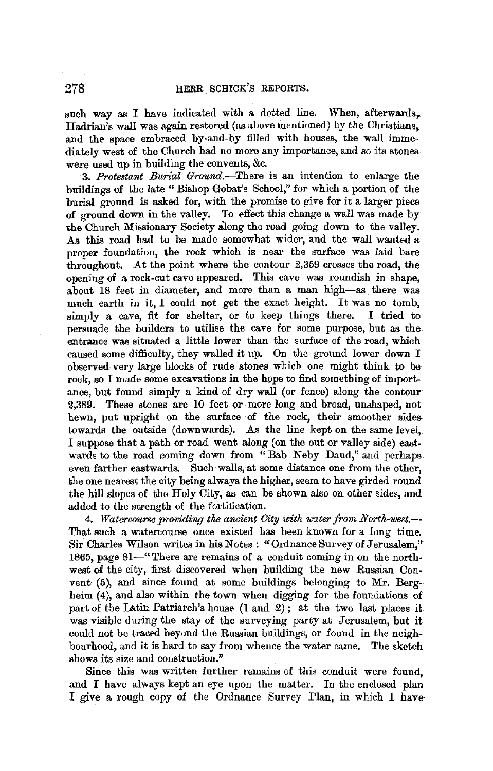such way as I have indicated with a dotted line. When, afterwards, Hadrian's wall was again restored (as above mentioned) by the Christians, and the space embraced by-and-by filled with houses, the wall immediately west of the Church had no more any importance, and so its stones were used up in building the convents, &c.

3. *Protestant Burial Ground.*—There is an intention to enlarge the buildings of the late "Bishop Gobat's School," for which a portion of the burial ground is asked for, with the promise to give for it a larger piece of ground down in the valley. To effect this change a wall was made by the Church Missionary Society along the road going down to the valley. As this road had to be made somewhat wider, and the wall wanted a proper foundation, the rock which is near the surface was laid bare throughout. At the point where the contour 2,359 crosses the road, the opening of a rock-cut cave appeared. This cave was roundish in shape, about 18 feet in diameter, and more than a man high—as there was much earth in it, I could not get the exact height. It was no tomb, simply a cave, fit for shelter, or to keep things there. I tried to persuade the builders to utilise the cave for some purpose, but as the entrance was situated a little lower than the surface of the road, which caused some difficulty, they walled it up. On the ground lower down I observed very large blocks of rude stones which one might think to be rock, so I made some excavations in the hope to find something of importance, but found simply a kind of dry wall (or fence) along the contour 2,389. These stones are 10 feet or more long and broad, unshaped, not hewn, put upright on the surface of the rock, their smoother sides towards the outside (downwards). As the line kept on the same level, I suppose that a path or road went along (on the out or valley side) eastwards to the road coming down from "Bab Neby Daud," and perhaps even farther eastwards. Such walls, at some distance one from the other, the one nearest the city being always the higher, seem to have girded round the hill slopes of the Holy City, as can be shown also on other sides, and added to the strength of the fortification.

4. *Watercourse providing the ancient City with water from North-west.*—That such a watercourse once existed has been known for a long time. Sir Charles Wilson writes in his Notes: "Ordnance Survey of Jerusalem," 1865, page 81—"There are remains of a conduit coming in on the north-west of the city, first discovered when building the new Russian Convent (5), and since found at some buildings belonging to Mr. Bergheim (4), and also within the town when digging for the foundations of part of the Latin Patriarch's house (1 and 2); at the two last places it was visible during the stay of the surveying party at Jerusalem, but it could not be traced beyond the Russian buildings, or found in the neighbourhood, and it is hard to say from whence the water came. The sketch shows its size and construction."

Since this was written further remains of this conduit were found, and I have always kept an eye upon the matter. In the enclosed plan I give a rough copy of the Ordnance Survey Plan, in which I have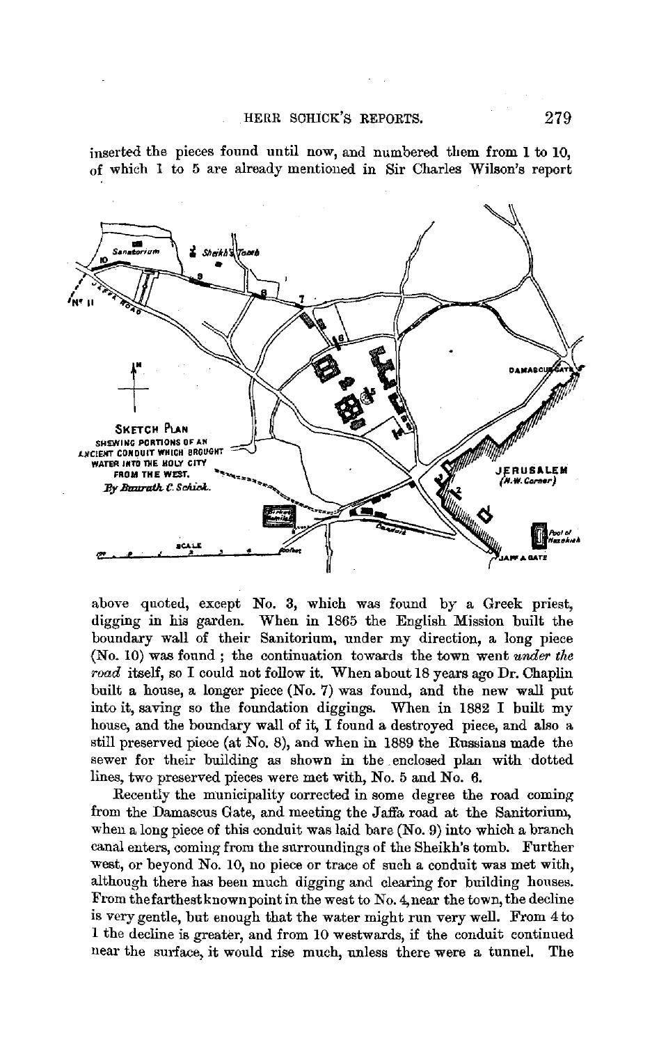inserted the pieces found until now, and numbered them from 1 to 10, of which 1 to 5 are already mentioned in Sir Charles Wilson's report

above quoted, except No. 3, which was found by a Greek priest, digging in his garden. When in 1865 the English Mission built the boundary wall of their Sanitorium, under my direction, a long piece (No. 10) was found; the continuation towards the town went *under the road* itself, so I could not follow it. When about 18 years ago Dr. Chaplin built a house, a longer piece (No. 7) was found, and the new wall put into it, saving so the foundation diggings. When in 1882 I built my house, and the boundary wall of it, I found a destroyed piece, and also a still preserved piece (at No. 8), and when in 1889 the Russians made the sewer for their building as shown in the enclosed plan with dotted lines, two preserved pieces were met with, No. 5 and No. 6.

Recently the municipality corrected in some degree the road coming from the Damascus Gate, and meeting the Jaffa road at the Sanitorium, when a long piece of this conduit was laid bare (No. 9) into which a branch canal enters, coming from the surroundings of the Sheikh's tomb. Further west, or beyond No. 10, no piece or trace of such a conduit was met with, although there has been much digging and clearing for building houses. From the farthest known point in the west to No. 4, near the town, the decline is very gentle, but enough that the water might run very well. From 4 to 1 the decline is greater, and from 10 westwards, if the conduit continued near the surface, it would rise much, unless there were a tunnel. The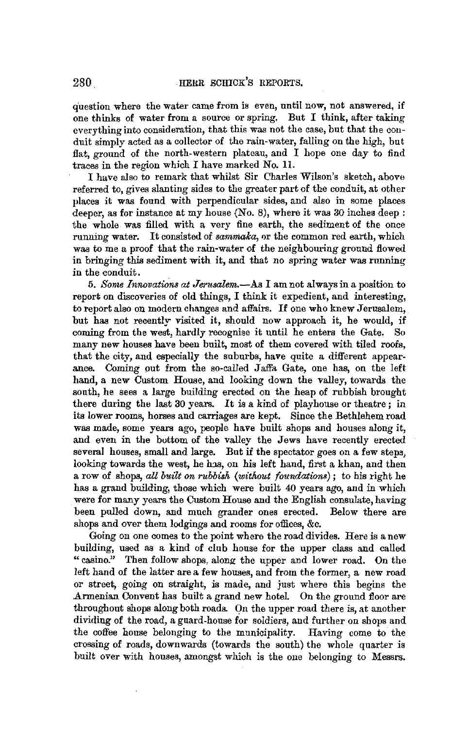question where the water came from is even, until now, not answered, if one thinks of water from a source or spring. But I think, after taking everything into consideration, that this was not the case, but that the conduit simply acted as a collector of the rain-water, falling on the high, but flat, ground of the north-western plateau, and I hope one day to find traces in the region which I have marked No. 11.

I have also to remark that whilst Sir Charles Wilson's sketch, above referred to, gives slanting sides to the greater part of the conduit, at other places it was found with perpendicular sides, and also in some places deeper, as for instance at my house (No. 8), where it was 30 inches deep: the whole was filled with a very fine earth, the sediment of the once running water. It consisted of *sammaka*, or the common red earth, which was to me a proof that the rain-water of the neighbouring ground flowed in bringing this sediment with it, and that no spring water was running in the conduit.

5. *Some Innovations at Jerusalem.*—As I am not always in a position to report on discoveries of old things, I think it expedient, and interesting, to report also on modern changes and affairs. If one who knew Jerusalem, but has not recently visited it, should now approach it, he would, if coming from the west, hardly recognise it until he enters the Gate. So many new houses have been built, most of them covered with tiled roofs, that the city, and especially the suburbs, have quite a different appearance. Coming out from the so-called Jaffa Gate, one has, on the left hand, a new Custom House, and looking down the valley, towards the south, he sees a large building erected on the heap of rubbish brought there during the last 30 years. It is a kind of playhouse or theatre; in its lower rooms, horses and carriages are kept. Since the Bethlehem road was made, some years ago, people have built shops and houses along it, and even in the bottom of the valley the Jews have recently erected several houses, small and large. But if the spectator goes on a few steps, looking towards the west, he has, on his left hand, first a khan, and then a row of shops, *all built on rubbish (without foundations)*; to his right he has a grand building, those which were built 40 years ago, and in which were for many years the Custom House and the English consulate, having been pulled down, and much grander ones erected. Below there are shops and over them lodgings and rooms for offices, &c.

Going on one comes to the point where the road divides. Here is a new building, used as a kind of club house for the upper class and called "casino." Then follow shops, along the upper and lower road. On the left hand of the latter are a few houses, and from the former, a new road or street, going on straight, is made, and just where this begins the Armenian Convent has built a grand new hotel. On the ground floor are throughout shops along both roads. On the upper road there is, at another dividing of the road, a guard-house for soldiers, and further on shops and the coffee house belonging to the municipality. Having come to the crossing of roads, downwards (towards the south) the whole quarter is built over with houses, amongst which is the one belonging to Messrs.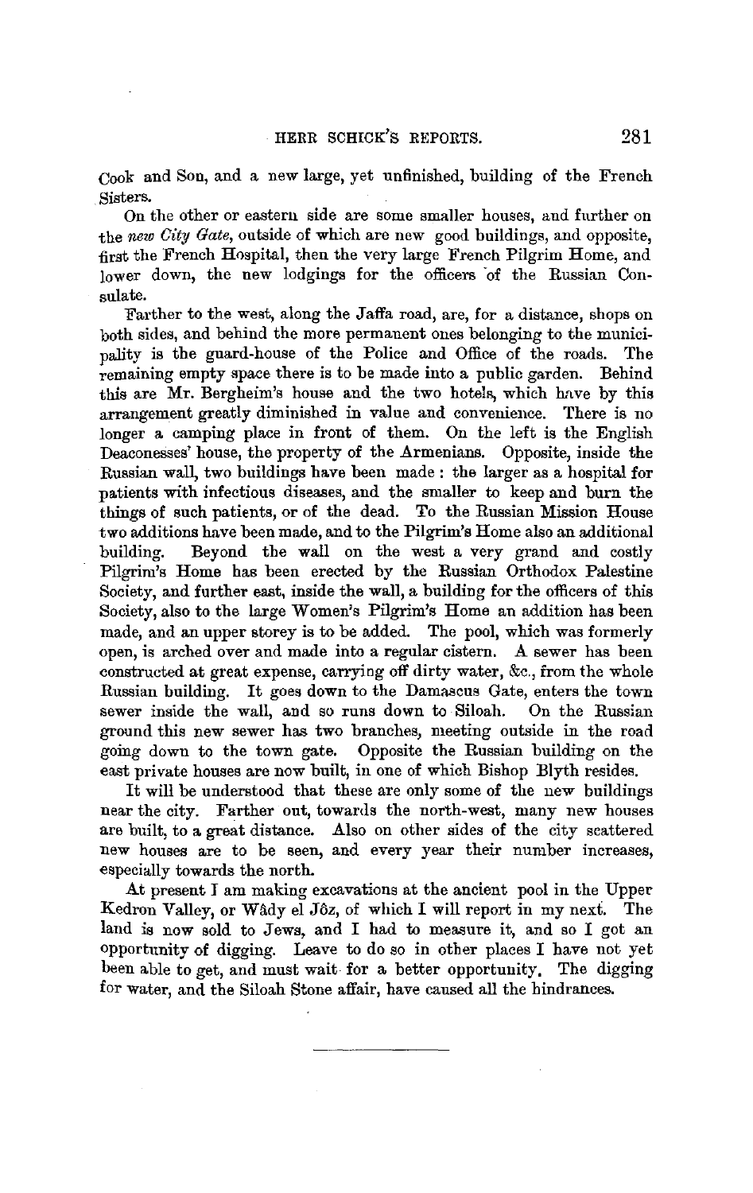Cook and Son, and a new large, yet unfinished, building of the French Sisters.

On the other or eastern side are some smaller houses, and further on the *new City Gate*, outside of which are new good buildings, and opposite, first the French Hospital, then the very large French Pilgrim Home, and lower down, the new lodgings for the officers of the Russian Consulate.

Farther to the west, along the Jaffa road, are, for a distance, shops on both sides, and behind the more permanent ones belonging to the municipality is the guard-house of the Police and Office of the roads. The remaining empty space there is to be made into a public garden. Behind this are Mr. Bergheim's house and the two hotels, which have by this arrangement greatly diminished in value and convenience. There is no longer a camping place in front of them. On the left is the English Deaconesses' house, the property of the Armenians. Opposite, inside the Russian wall, two buildings have been made: the larger as a hospital for patients with infectious diseases, and the smaller to keep and burn the things of such patients, or of the dead. To the Russian Mission House two additions have been made, and to the Pilgrim's Home also an additional building. Beyond the wall on the west a very grand and costly Pilgrim's Home has been erected by the Russian Orthodox Palestine Society, and further east, inside the wall, a building for the officers of this Society, also to the large Women's Pilgrim's Home an addition has been made, and an upper storey is to be added. The pool, which was formerly open, is arched over and made into a regular cistern. A sewer has been constructed at great expense, carrying off dirty water, &c., from the whole Russian building. It goes down to the Damascus Gate, enters the town sewer inside the wall, and so runs down to Siloah. On the Russian ground this new sewer has two branches, meeting outside in the road going down to the town gate. Opposite the Russian building on the east private houses are now built, in one of which Bishop Blyth resides.

It will be understood that these are only some of the new buildings near the city. Farther out, towards the north-west, many new houses are built, to a great distance. Also on other sides of the city scattered new houses are to be seen, and every year their number increases, especially towards the north.

At present I am making excavations at the ancient pool in the Upper Kedron Valley, or Wâdy el Jôz, of which I will report in my next. The land is now sold to Jews, and I had to measure it, and so I got an opportunity of digging. Leave to do so in other places I have not yet been able to get, and must wait for a better opportunity. The digging for water, and the Siloah Stone affair, have caused all the hindrances.